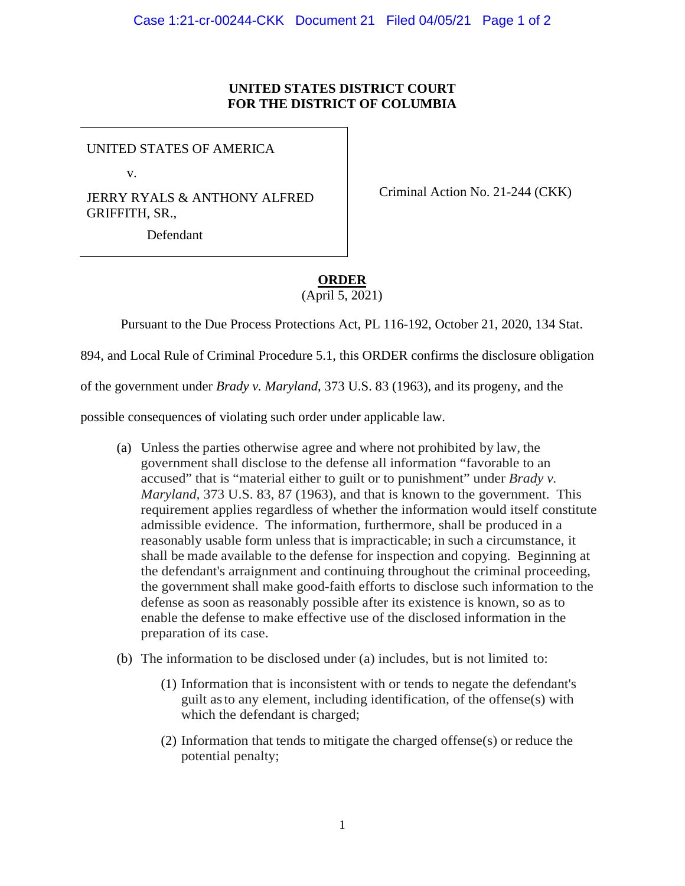**UNITED STATES DISTRICT COURT**
**FOR THE DISTRICT OF COLUMBIA**

| | |
|---|---|
| UNITED STATES OF AMERICA<br><br>v.<br><br>JERRY RYALS & ANTHONY ALFRED GRIFFITH, SR.,<br><br>Defendant | Criminal Action No. 21-244 (CKK) |

**ORDER**

(April 5, 2021)

Pursuant to the Due Process Protections Act, PL 116-192, October 21, 2020, 134 Stat. 894, and Local Rule of Criminal Procedure 5.1, this ORDER confirms the disclosure obligation of the government under *Brady v. Maryland*, 373 U.S. 83 (1963), and its progeny, and the possible consequences of violating such order under applicable law.

(a) Unless the parties otherwise agree and where not prohibited by law, the government shall disclose to the defense all information "favorable to an accused" that is "material either to guilt or to punishment" under *Brady v. Maryland*, 373 U.S. 83, 87 (1963), and that is known to the government. This requirement applies regardless of whether the information would itself constitute admissible evidence. The information, furthermore, shall be produced in a reasonably usable form unless that is impracticable; in such a circumstance, it shall be made available to the defense for inspection and copying. Beginning at the defendant's arraignment and continuing throughout the criminal proceeding, the government shall make good-faith efforts to disclose such information to the defense as soon as reasonably possible after its existence is known, so as to enable the defense to make effective use of the disclosed information in the preparation of its case.

(b) The information to be disclosed under (a) includes, but is not limited to:

(1) Information that is inconsistent with or tends to negate the defendant's guilt as to any element, including identification, of the offense(s) with which the defendant is charged;

(2) Information that tends to mitigate the charged offense(s) or reduce the potential penalty;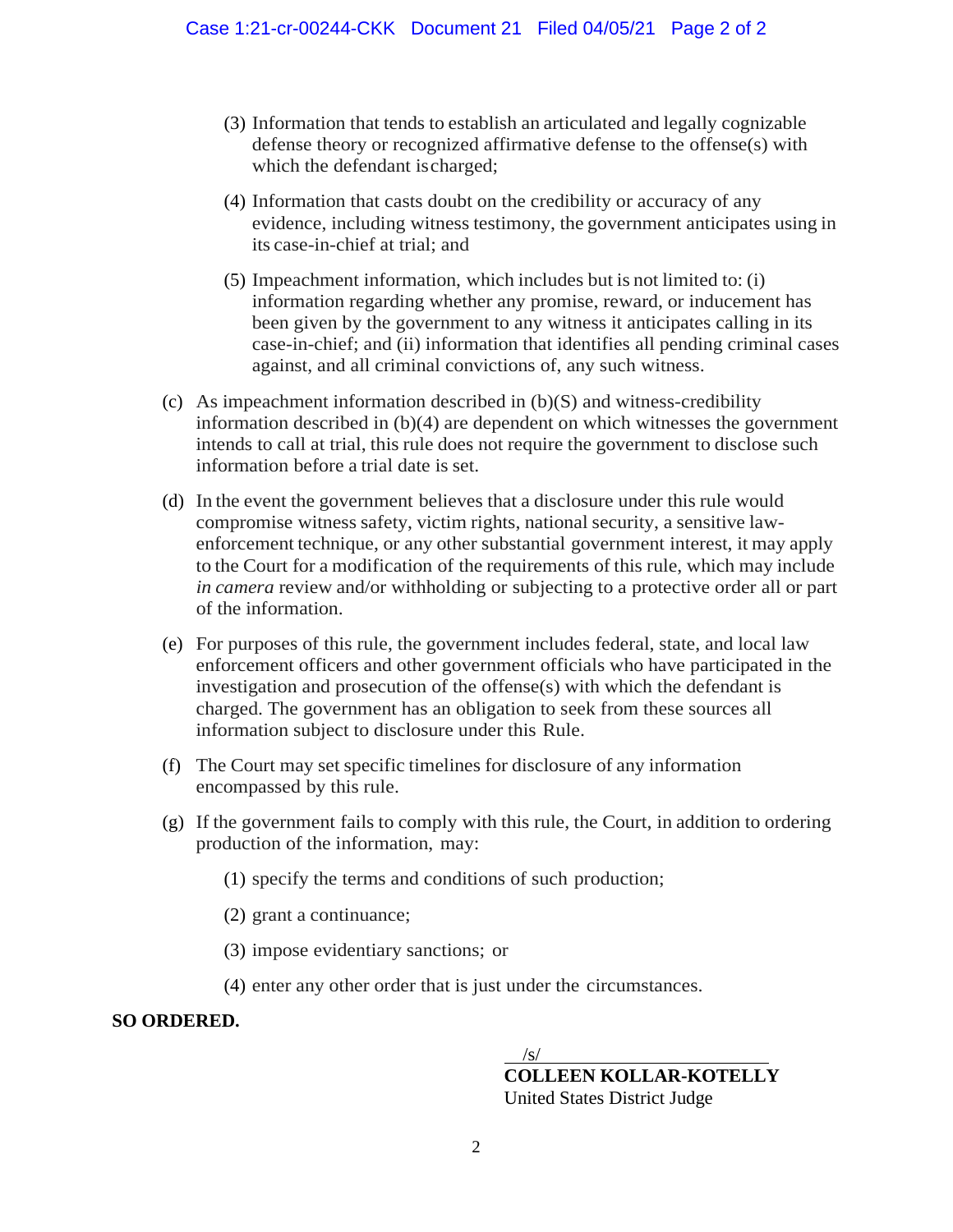(3) Information that tends to establish an articulated and legally cognizable defense theory or recognized affirmative defense to the offense(s) with which the defendant is charged;

(4) Information that casts doubt on the credibility or accuracy of any evidence, including witness testimony, the government anticipates using in its case-in-chief at trial; and

(5) Impeachment information, which includes but is not limited to: (i) information regarding whether any promise, reward, or inducement has been given by the government to any witness it anticipates calling in its case-in-chief; and (ii) information that identifies all pending criminal cases against, and all criminal convictions of, any such witness.

(c) As impeachment information described in (b)(S) and witness-credibility information described in (b)(4) are dependent on which witnesses the government intends to call at trial, this rule does not require the government to disclose such information before a trial date is set.

(d) In the event the government believes that a disclosure under this rule would compromise witness safety, victim rights, national security, a sensitive law-enforcement technique, or any other substantial government interest, it may apply to the Court for a modification of the requirements of this rule, which may include *in camera* review and/or withholding or subjecting to a protective order all or part of the information.

(e) For purposes of this rule, the government includes federal, state, and local law enforcement officers and other government officials who have participated in the investigation and prosecution of the offense(s) with which the defendant is charged. The government has an obligation to seek from these sources all information subject to disclosure under this Rule.

(f) The Court may set specific timelines for disclosure of any information encompassed by this rule.

(g) If the government fails to comply with this rule, the Court, in addition to ordering production of the information, may:

(1) specify the terms and conditions of such production;

(2) grant a continuance;

(3) impose evidentiary sanctions; or

(4) enter any other order that is just under the circumstances.

**SO ORDERED.**

/s/
**COLLEEN KOLLAR-KOTELLY**
United States District Judge